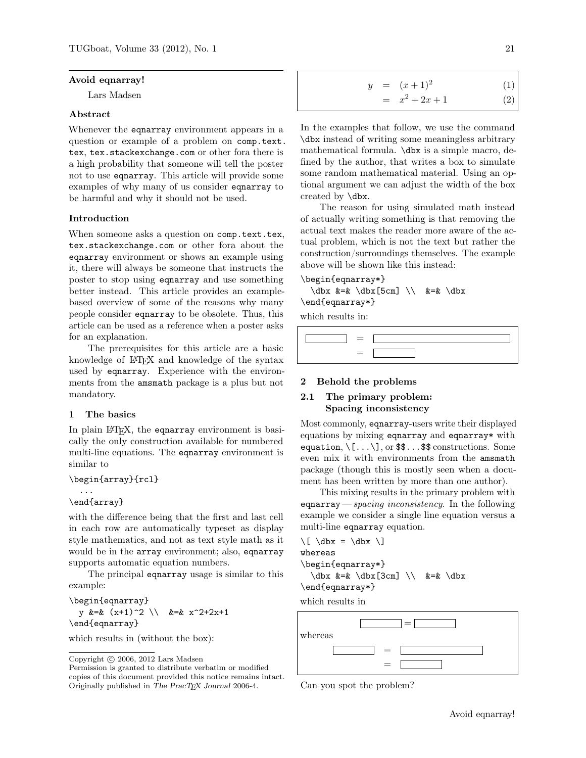# Avoid eqnarray!

Lars Madsen

## Abstract

Whenever the eqnarray environment appears in a question or example of a problem on comp.text.tex, tex.stackexchange.com or other fora there is a high probability that someone will tell the poster not to use eqnarray. This article will provide some examples of why many of us consider eqnarray to be harmful and why it should not be used.

## Introduction

When someone asks a question on comp.text.tex, tex.stackexchange.com or other fora about the eqnarray environment or shows an example using it, there will always be someone that instructs the poster to stop using eqnarray and use something better instead. This article provides an example-based overview of some of the reasons why many people consider eqnarray to be obsolete. Thus, this article can be used as a reference when a poster asks for an explanation.

The prerequisites for this article are a basic knowledge of LaTeX and knowledge of the syntax used by eqnarray. Experience with the environments from the amsmath package is a plus but not mandatory.

## 1 The basics

In plain LaTeX, the eqnarray environment is basically the only construction available for numbered multi-line equations. The eqnarray environment is similar to

```
\begin{array}{rcl}
  ...
\end{array}
```

with the difference being that the first and last cell in each row are automatically typeset as display style mathematics, and not as text style math as it would be in the array environment; also, eqnarray supports automatic equation numbers.

The principal eqnarray usage is similar to this example:

```
\begin{eqnarray}
  y &=& (x+1)^2 \\  &=& x^2+2x+1
\end{eqnarray}
```

which results in (without the box):

$$
\begin{array}{rcll}
y & = & (x+1)^2 & (1) \\
  & = & x^2+2x+1 & (2)
\end{array}
$$

In the examples that follow, we use the command \dbx instead of writing some meaningless arbitrary mathematical formula. \dbx is a simple macro, defined by the author, that writes a box to simulate some random mathematical material. Using an optional argument we can adjust the width of the box created by \dbx.

The reason for using simulated math instead of actually writing something is that removing the actual text makes the reader more aware of the actual problem, which is not the text but rather the construction/surroundings themselves. The example above will be shown like this instead:

```
\begin{eqnarray*}
  \dbx &=& \dbx[5cm] \\  &=& \dbx
\end{eqnarray*}
```

which results in:

$$
\begin{array}{rcl}
\boxed{\phantom{xxxxxx}} & = & \boxed{\phantom{xxxxxxxxxxxxxxxxxxxxxxxx}} \\
 & = & \boxed{\phantom{xxxxxx}}
\end{array}
$$

## 2 Behold the problems

### 2.1 The primary problem: Spacing inconsistency

Most commonly, eqnarray-users write their displayed equations by mixing eqnarray and eqnarray* with equation, \[...\], or $$...$$ constructions. Some even mix it with environments from the amsmath package (though this is mostly seen when a document has been written by more than one author).

This mixing results in the primary problem with eqnarray — *spacing inconsistency*. In the following example we consider a single line equation versus a multi-line eqnarray equation.

```
\[ \dbx = \dbx \]
whereas
\begin{eqnarray*}
  \dbx &=& \dbx[3cm] \\  &=& \dbx
\end{eqnarray*}
```

which results in

$$
\boxed{\phantom{xxxxxx}} = \boxed{\phantom{xxxxxx}}
$$

whereas

$$
\begin{array}{rcl}
\boxed{\phantom{xxxxxx}} & = & \boxed{\phantom{xxxxxxxxxxxxx}} \\
 & = & \boxed{\phantom{xxxxxx}}
\end{array}
$$

Can you spot the problem?

---

Copyright © 2006, 2012 Lars Madsen
Permission is granted to distribute verbatim or modified copies of this document provided this notice remains intact. Originally published in *The PracTeX Journal* 2006-4.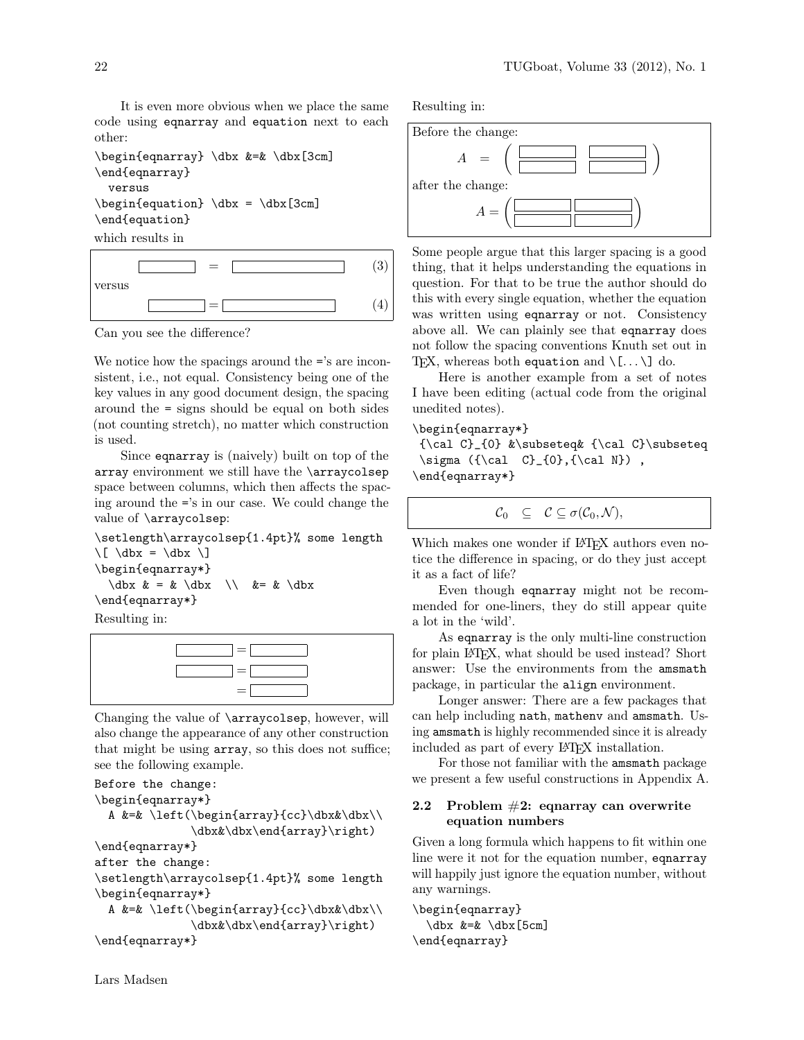It is even more obvious when we place the same code using eqnarray and equation next to each other:

```
\begin{eqnarray} \dbx &=& \dbx[3cm]
\end{eqnarray}
  versus
\begin{equation} \dbx = \dbx[3cm]
\end{equation}
```

which results in

$$\fbox{\phantom{xxxx}} \quad = \quad \fbox{\phantom{xxxxxxxx}} \qquad (3)$$

versus

$$\fbox{\phantom{xxxx}} = \fbox{\phantom{xxxxxxxx}} \qquad (4)$$

Can you see the difference?

We notice how the spacings around the ='s are inconsistent, i.e., not equal. Consistency being one of the key values in any good document design, the spacing around the = signs should be equal on both sides (not counting stretch), no matter which construction is used.

Since eqnarray is (naively) built on top of the array environment we still have the \arraycolsep space between columns, which then affects the spacing around the ='s in our case. We could change the value of \arraycolsep:

```
\setlength\arraycolsep{1.4pt}% some length
\[ \dbx = \dbx \]
\begin{eqnarray*}
  \dbx & = & \dbx  \\  &= & \dbx
\end{eqnarray*}
```

Resulting in:

$$\begin{array}{rcl} \fbox{\phantom{xxxx}} &=& \fbox{\phantom{xxxx}} \\ \fbox{\phantom{xxxx}} &=& \fbox{\phantom{xxxx}} \\ &=& \fbox{\phantom{xxxx}} \end{array}$$

Changing the value of \arraycolsep, however, will also change the appearance of any other construction that might be using array, so this does not suffice; see the following example.

```
Before the change:
\begin{eqnarray*}
  A &=& \left(\begin{array}{cc}\dbx&\dbx\\
              \dbx&\dbx\end{array}\right)
\end{eqnarray*}
after the change:
\setlength\arraycolsep{1.4pt}% some length
\begin{eqnarray*}
  A &=& \left(\begin{array}{cc}\dbx&\dbx\\
              \dbx&\dbx\end{array}\right)
\end{eqnarray*}
```

Resulting in:

Before the change:

$$A \quad = \quad \left( \begin{array}{cc} \fbox{\phantom{xxxx}} & \fbox{\phantom{xxxx}} \\ \fbox{\phantom{xxxx}} & \fbox{\phantom{xxxx}} \end{array} \right)$$

after the change:

$$A = \left( \begin{array}{cc} \fbox{\phantom{xxxx}} & \fbox{\phantom{xxxx}} \\ \fbox{\phantom{xxxx}} & \fbox{\phantom{xxxx}} \end{array} \right)$$

Some people argue that this larger spacing is a good thing, that it helps understanding the equations in question. For that to be true the author should do this with every single equation, whether the equation was written using eqnarray or not. Consistency above all. We can plainly see that eqnarray does not follow the spacing conventions Knuth set out in TeX, whereas both equation and \[...\] do.

Here is another example from a set of notes I have been editing (actual code from the original unedited notes).

```
\begin{eqnarray*}
 {\cal C}_{0} &\subseteq& {\cal C}\subseteq
 \sigma ({\cal  C}_{0},{\cal N}) ,
\end{eqnarray*}
```

$$\mathcal{C}_0 \quad \subseteq \quad \mathcal{C} \subseteq \sigma(\mathcal{C}_0, \mathcal{N}),$$

Which makes one wonder if LaTeX authors even notice the difference in spacing, or do they just accept it as a fact of life?

Even though eqnarray might not be recommended for one-liners, they do still appear quite a lot in the 'wild'.

As eqnarray is the only multi-line construction for plain LaTeX, what should be used instead? Short answer: Use the environments from the amsmath package, in particular the align environment.

Longer answer: There are a few packages that can help including nath, mathenv and amsmath. Using amsmath is highly recommended since it is already included as part of every LaTeX installation.

For those not familiar with the amsmath package we present a few useful constructions in Appendix A.

### 2.2 Problem #2: eqnarray can overwrite equation numbers

Given a long formula which happens to fit within one line were it not for the equation number, eqnarray will happily just ignore the equation number, without any warnings.

```
\begin{eqnarray}
  \dbx &=& \dbx[5cm]
\end{eqnarray}
```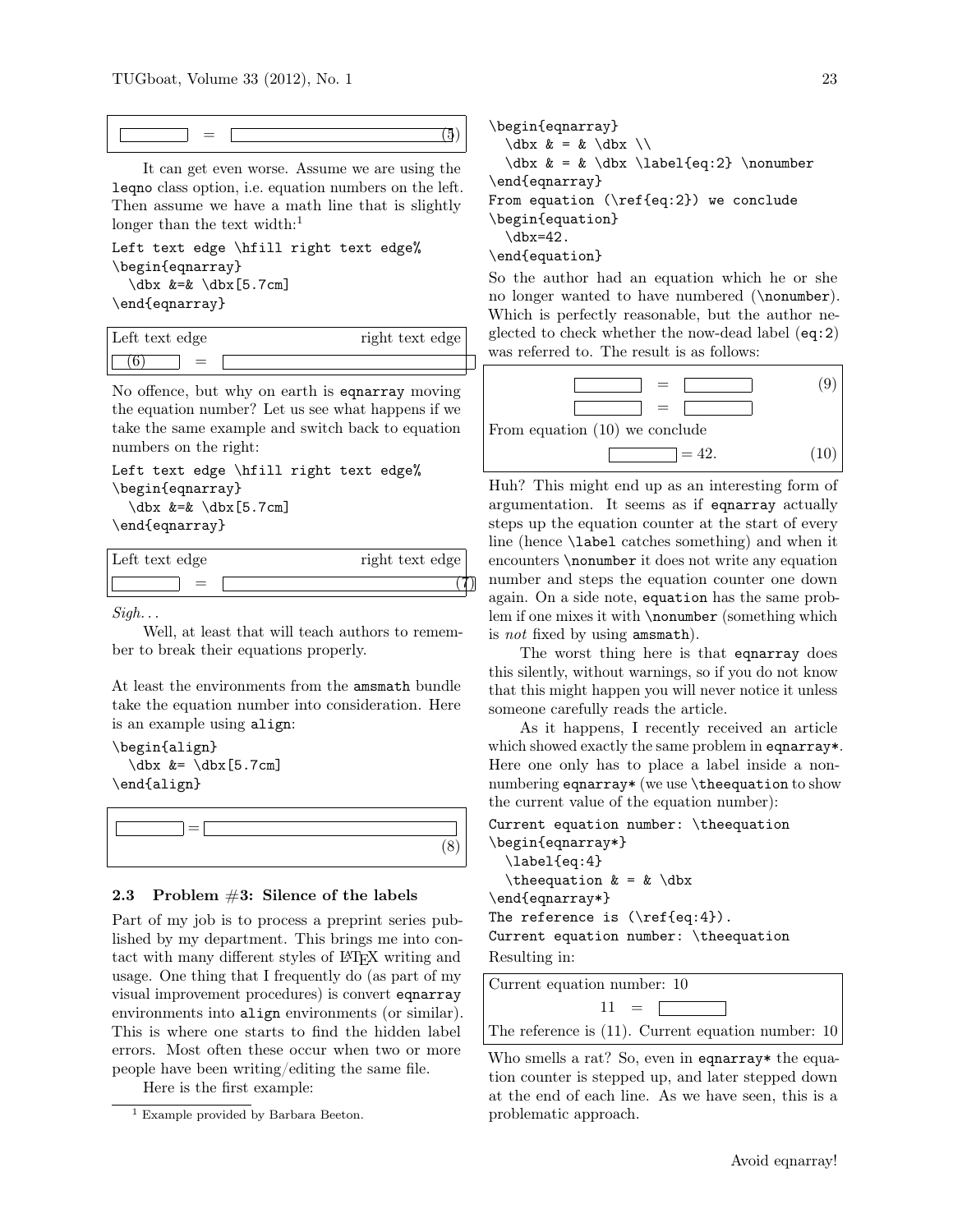(5)

It can get even worse. Assume we are using the `leqno` class option, i.e. equation numbers on the left. Then assume we have a math line that is slightly longer than the text width:[1]

```
Left text edge \hfill right text edge%
\begin{eqnarray}
  \dbx &=& \dbx[5.7cm]
\end{eqnarray}
```

Left text edge right text edge
(6) =

No offence, but why on earth is `eqnarray` moving the equation number? Let us see what happens if we take the same example and switch back to equation numbers on the right:

```
Left text edge \hfill right text edge%
\begin{eqnarray}
  \dbx &=& \dbx[5.7cm]
\end{eqnarray}
```

Left text edge right text edge
= (7)

*Sigh. . .*

Well, at least that will teach authors to remember to break their equations properly.

At least the environments from the `amsmath` bundle take the equation number into consideration. Here is an example using `align`:

```
\begin{align}
  \dbx &= \dbx[5.7cm]
\end{align}
```

=
(8)

### 2.3 Problem #3: Silence of the labels

Part of my job is to process a preprint series published by my department. This brings me into contact with many different styles of LaTeX writing and usage. One thing that I frequently do (as part of my visual improvement procedures) is convert `eqnarray` environments into `align` environments (or similar). This is where one starts to find the hidden label errors. Most often these occur when two or more people have been writing/editing the same file.

Here is the first example:

```
\begin{eqnarray}
  \dbx & = & \dbx \\
  \dbx & = & \dbx \label{eq:2} \nonumber
\end{eqnarray}
From equation (\ref{eq:2}) we conclude
\begin{equation}
  \dbx=42.
\end{equation}
```

So the author had an equation which he or she no longer wanted to have numbered (`\nonumber`). Which is perfectly reasonable, but the author neglected to check whether the now-dead label (`eq:2`) was referred to. The result is as follows:

= (9)
=
From equation (10) we conclude
= 42. (10)

Huh? This might end up as an interesting form of argumentation. It seems as if `eqnarray` actually steps up the equation counter at the start of every line (hence `\label` catches something) and when it encounters `\nonumber` it does not write any equation number and steps the equation counter one down again. On a side note, `equation` has the same problem if one mixes it with `\nonumber` (something which is *not* fixed by using `amsmath`).

The worst thing here is that `eqnarray` does this silently, without warnings, so if you do not know that this might happen you will never notice it unless someone carefully reads the article.

As it happens, I recently received an article which showed exactly the same problem in `eqnarray*`. Here one only has to place a label inside a non-numbering `eqnarray*` (we use `\theequation` to show the current value of the equation number):

```
Current equation number: \theequation
\begin{eqnarray*}
  \label{eq:4}
  \theequation & = & \dbx
\end{eqnarray*}
The reference is (\ref{eq:4}).
Current equation number: \theequation
```

Resulting in:

Current equation number: 10
11 =
The reference is (11). Current equation number: 10

Who smells a rat? So, even in `eqnarray*` the equation counter is stepped up, and later stepped down at the end of each line. As we have seen, this is a problematic approach.

[1] Example provided by Barbara Beeton.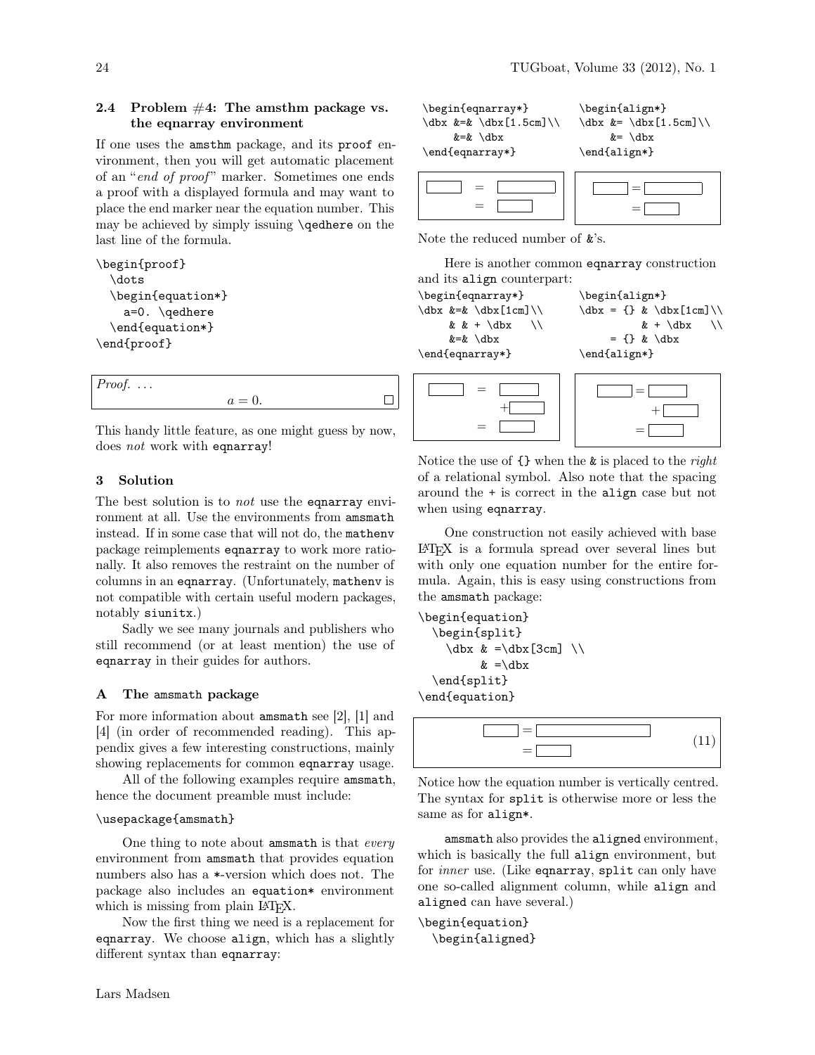### 2.4 Problem #4: The amsthm package vs. the eqnarray environment

If one uses the amsthm package, and its proof environment, then you will get automatic placement of an "*end of proof*" marker. Sometimes one ends a proof with a displayed formula and may want to place the end marker near the equation number. This may be achieved by simply issuing \qedhere on the last line of the formula.

```
\begin{proof}
  \dots
  \begin{equation*}
    a=0. \qedhere
  \end{equation*}
\end{proof}
```

*Proof.* ...

$$a = 0. \qquad \square$$

This handy little feature, as one might guess by now, does *not* work with eqnarray!

## 3 Solution

The best solution is to *not* use the eqnarray environment at all. Use the environments from amsmath instead. If in some case that will not do, the mathenv package reimplements eqnarray to work more rationally. It also removes the restraint on the number of columns in an eqnarray. (Unfortunately, mathenv is not compatible with certain useful modern packages, notably siunitx.)

Sadly we see many journals and publishers who still recommend (or at least mention) the use of eqnarray in their guides for authors.

## A The amsmath package

For more information about amsmath see [2], [1] and [4] (in order of recommended reading). This appendix gives a few interesting constructions, mainly showing replacements for common eqnarray usage.

All of the following examples require amsmath, hence the document preamble must include:

```
\usepackage{amsmath}
```

One thing to note about amsmath is that *every* environment from amsmath that provides equation numbers also has a \*-version which does not. The package also includes an equation\* environment which is missing from plain LaTeX.

Now the first thing we need is a replacement for eqnarray. We choose align, which has a slightly different syntax than eqnarray:

```
\begin{eqnarray*}
\dbx &=& \dbx[1.5cm]\\
    &=& \dbx
\end{eqnarray*}
```

```
\begin{align*}
\dbx &= \dbx[1.5cm]\\
    &= \dbx
\end{align*}
```

Note the reduced number of &'s.

Here is another common eqnarray construction and its align counterpart:

```
\begin{eqnarray*}
\dbx &=& \dbx[1cm]\\
    & & + \dbx   \\
    &=& \dbx
\end{eqnarray*}
```

```
\begin{align*}
\dbx = {} & \dbx[1cm]\\
          & + \dbx   \\
      = {} & \dbx
\end{align*}
```

Notice the use of {} when the & is placed to the *right* of a relational symbol. Also note that the spacing around the + is correct in the align case but not when using eqnarray.

One construction not easily achieved with base LaTeX is a formula spread over several lines but with only one equation number for the entire formula. Again, this is easy using constructions from the amsmath package:

```
\begin{equation}
  \begin{split}
    \dbx & =\dbx[3cm] \\
         & =\dbx
  \end{split}
\end{equation}
```

(11)

Notice how the equation number is vertically centred. The syntax for split is otherwise more or less the same as for align\*.

amsmath also provides the aligned environment, which is basically the full align environment, but for *inner* use. (Like eqnarray, split can only have one so-called alignment column, while align and aligned can have several.)

```
\begin{equation}
  \begin{aligned}
```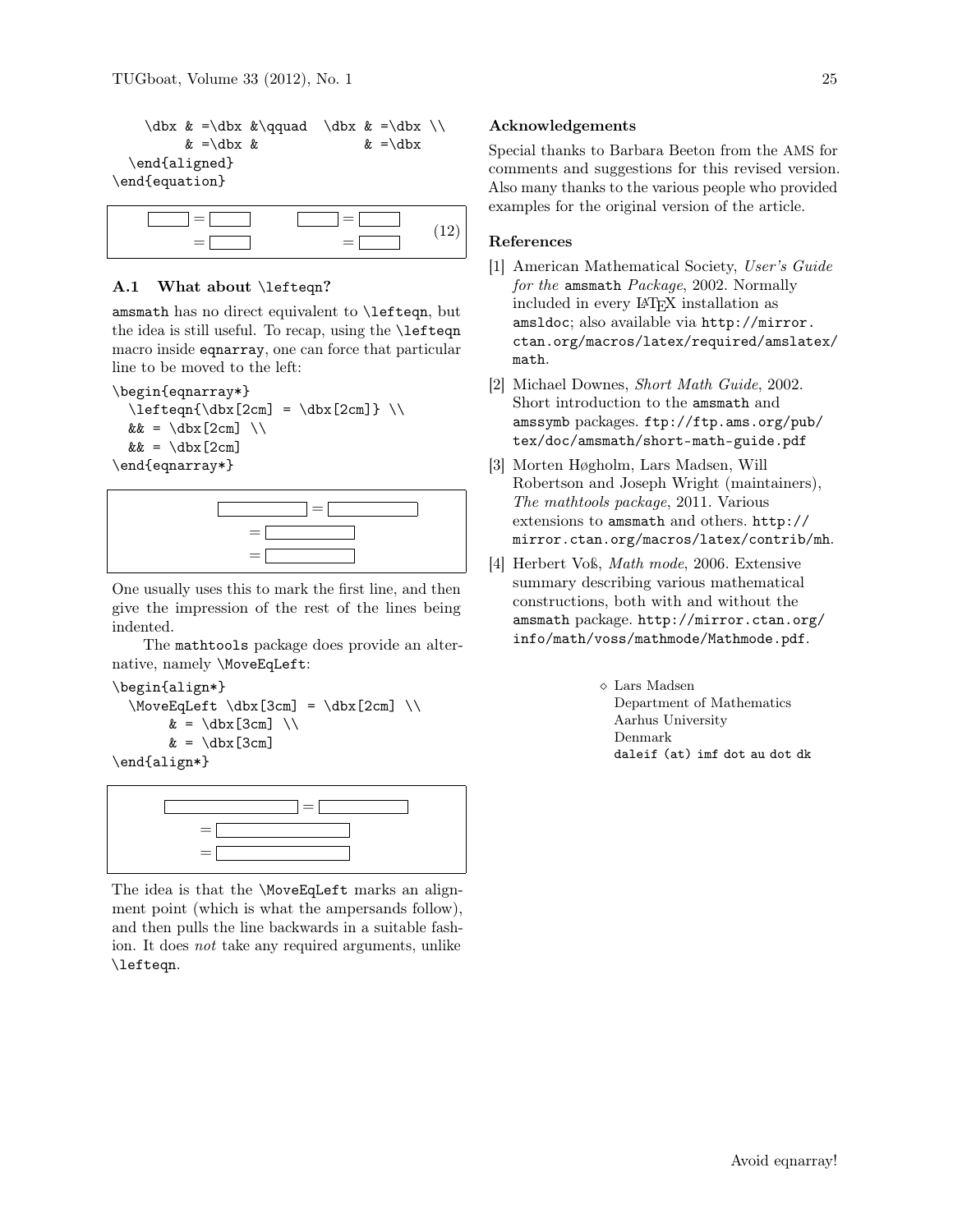```
    \dbx & =\dbx &\qquad  \dbx & =\dbx \\
         & =\dbx &              & =\dbx
  \end{aligned}
\end{equation}
```

### A.1 What about `\lefteqn`?

`amsmath` has no direct equivalent to `\lefteqn`, but the idea is still useful. To recap, using the `\lefteqn` macro inside `eqnarray`, one can force that particular line to be moved to the left:

```
\begin{eqnarray*}
  \lefteqn{\dbx[2cm] = \dbx[2cm]} \\
  && = \dbx[2cm] \\
  && = \dbx[2cm]
\end{eqnarray*}
```

One usually uses this to mark the first line, and then give the impression of the rest of the lines being indented.

The `mathtools` package does provide an alternative, namely `\MoveEqLeft`:

```
\begin{align*}
  \MoveEqLeft \dbx[3cm] = \dbx[2cm] \\
       & = \dbx[3cm] \\
       & = \dbx[3cm]
\end{align*}
```

The idea is that the `\MoveEqLeft` marks an alignment point (which is what the ampersands follow), and then pulls the line backwards in a suitable fashion. It does *not* take any required arguments, unlike `\lefteqn`.

### Acknowledgements

Special thanks to Barbara Beeton from the AMS for comments and suggestions for this revised version. Also many thanks to the various people who provided examples for the original version of the article.

### References

[1] American Mathematical Society, *User's Guide for the* `amsmath` *Package*, 2002. Normally included in every LaTeX installation as `amsldoc`; also available via `http://mirror.ctan.org/macros/latex/required/amslatex/math`.

[2] Michael Downes, *Short Math Guide*, 2002. Short introduction to the `amsmath` and `amssymb` packages. `ftp://ftp.ams.org/pub/tex/doc/amsmath/short-math-guide.pdf`

[3] Morten Høgholm, Lars Madsen, Will Robertson and Joseph Wright (maintainers), *The mathtools package*, 2011. Various extensions to `amsmath` and others. `http://mirror.ctan.org/macros/latex/contrib/mh`.

[4] Herbert Voß, *Math mode*, 2006. Extensive summary describing various mathematical constructions, both with and without the `amsmath` package. `http://mirror.ctan.org/info/math/voss/mathmode/Mathmode.pdf`.

◇ Lars Madsen
Department of Mathematics
Aarhus University
Denmark
`daleif (at) imf dot au dot dk`